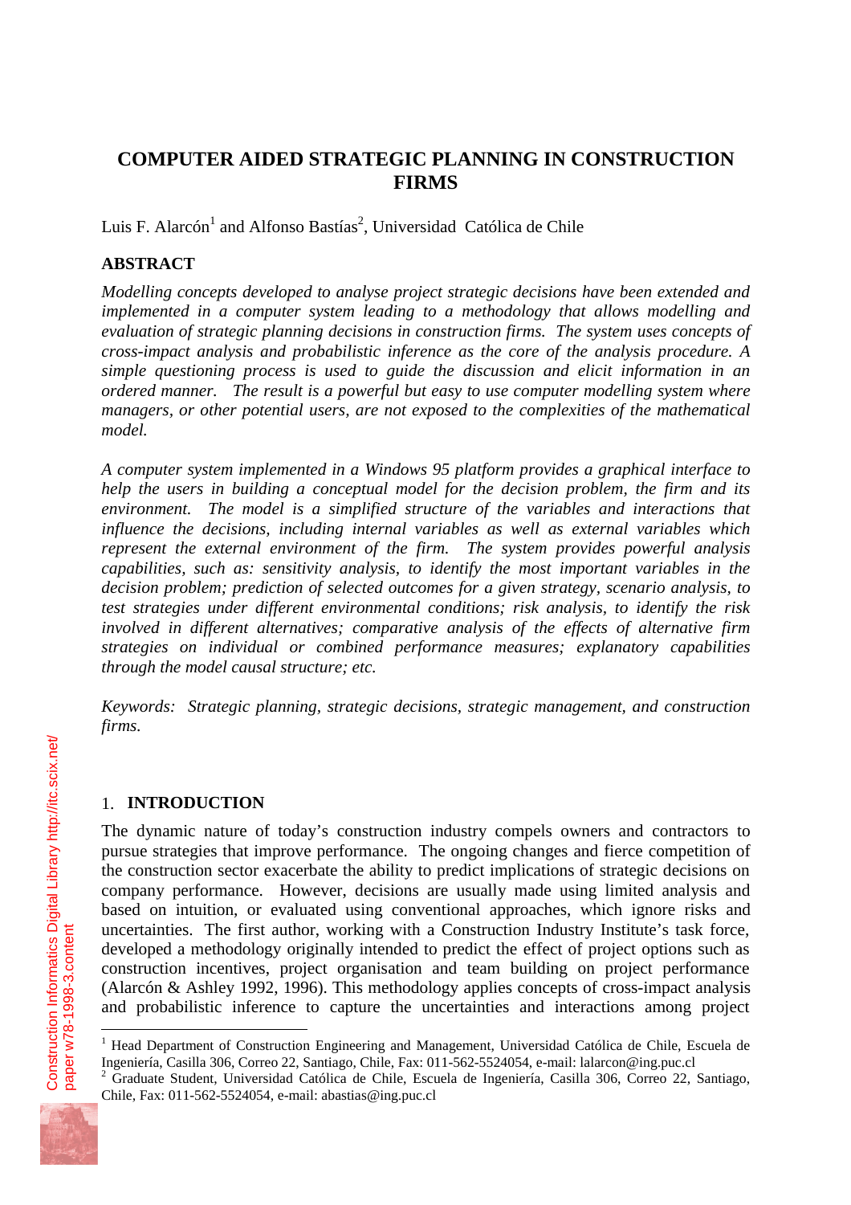# COMPUTER AIDED STRATEGIC PLANNING IN CONSTRUCTION FIRMS

Luis F. Alarcón[1] and Alfonso Bastías[2], Universidad Católica de Chile

## ABSTRACT

*Modelling concepts developed to analyse project strategic decisions have been extended and implemented in a computer system leading to a methodology that allows modelling and evaluation of strategic planning decisions in construction firms. The system uses concepts of cross-impact analysis and probabilistic inference as the core of the analysis procedure. A simple questioning process is used to guide the discussion and elicit information in an ordered manner. The result is a powerful but easy to use computer modelling system where managers, or other potential users, are not exposed to the complexities of the mathematical model.*

*A computer system implemented in a Windows 95 platform provides a graphical interface to help the users in building a conceptual model for the decision problem, the firm and its environment. The model is a simplified structure of the variables and interactions that influence the decisions, including internal variables as well as external variables which represent the external environment of the firm. The system provides powerful analysis capabilities, such as: sensitivity analysis, to identify the most important variables in the decision problem; prediction of selected outcomes for a given strategy, scenario analysis, to test strategies under different environmental conditions; risk analysis, to identify the risk involved in different alternatives; comparative analysis of the effects of alternative firm strategies on individual or combined performance measures; explanatory capabilities through the model causal structure; etc.*

*Keywords: Strategic planning, strategic decisions, strategic management, and construction firms.*

## 1. INTRODUCTION

The dynamic nature of today's construction industry compels owners and contractors to pursue strategies that improve performance. The ongoing changes and fierce competition of the construction sector exacerbate the ability to predict implications of strategic decisions on company performance. However, decisions are usually made using limited analysis and based on intuition, or evaluated using conventional approaches, which ignore risks and uncertainties. The first author, working with a Construction Industry Institute's task force, developed a methodology originally intended to predict the effect of project options such as construction incentives, project organisation and team building on project performance (Alarcón & Ashley 1992, 1996). This methodology applies concepts of cross-impact analysis and probabilistic inference to capture the uncertainties and interactions among project

---

[1] Head Department of Construction Engineering and Management, Universidad Católica de Chile, Escuela de Ingeniería, Casilla 306, Correo 22, Santiago, Chile, Fax: 011-562-5524054, e-mail: lalarcon@ing.puc.cl

[2] Graduate Student, Universidad Católica de Chile, Escuela de Ingeniería, Casilla 306, Correo 22, Santiago, Chile, Fax: 011-562-5524054, e-mail: abastias@ing.puc.cl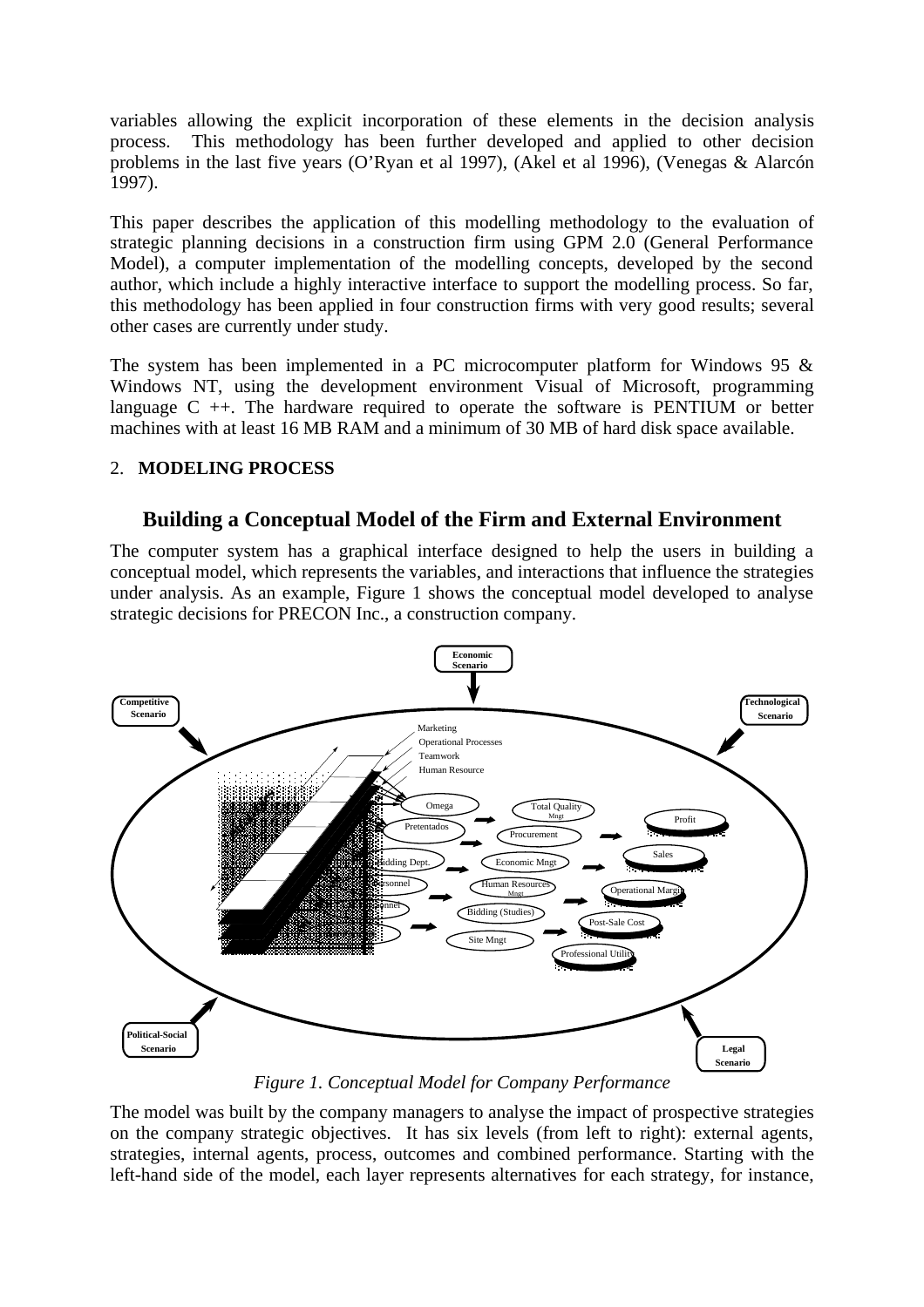variables allowing the explicit incorporation of these elements in the decision analysis process. This methodology has been further developed and applied to other decision problems in the last five years (O'Ryan et al 1997), (Akel et al 1996), (Venegas & Alarcón 1997).

This paper describes the application of this modelling methodology to the evaluation of strategic planning decisions in a construction firm using GPM 2.0 (General Performance Model), a computer implementation of the modelling concepts, developed by the second author, which include a highly interactive interface to support the modelling process. So far, this methodology has been applied in four construction firms with very good results; several other cases are currently under study.

The system has been implemented in a PC microcomputer platform for Windows 95 & Windows NT, using the development environment Visual of Microsoft, programming language C ++. The hardware required to operate the software is PENTIUM or better machines with at least 16 MB RAM and a minimum of 30 MB of hard disk space available.

## 2. MODELING PROCESS

### Building a Conceptual Model of the Firm and External Environment

The computer system has a graphical interface designed to help the users in building a conceptual model, which represents the variables, and interactions that influence the strategies under analysis. As an example, Figure 1 shows the conceptual model developed to analyse strategic decisions for PRECON Inc., a construction company.

*Figure 1. Conceptual Model for Company Performance*

The model was built by the company managers to analyse the impact of prospective strategies on the company strategic objectives. It has six levels (from left to right): external agents, strategies, internal agents, process, outcomes and combined performance. Starting with the left-hand side of the model, each layer represents alternatives for each strategy, for instance,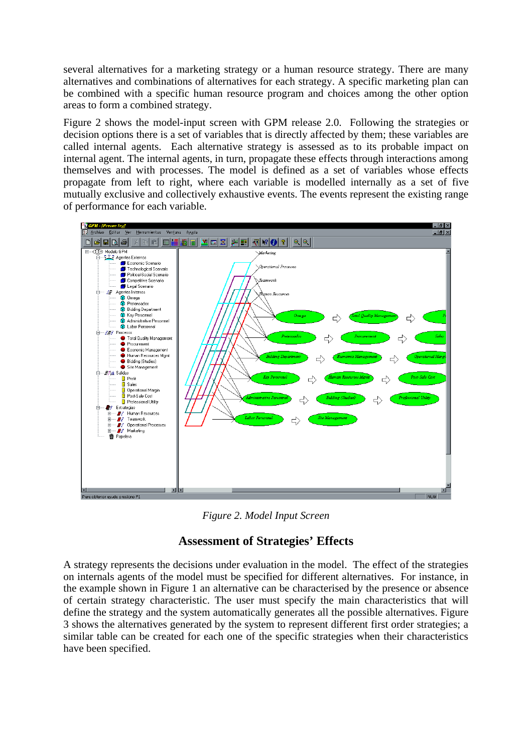several alternatives for a marketing strategy or a human resource strategy. There are many alternatives and combinations of alternatives for each strategy. A specific marketing plan can be combined with a specific human resource program and choices among the other option areas to form a combined strategy.

Figure 2 shows the model-input screen with GPM release 2.0. Following the strategies or decision options there is a set of variables that is directly affected by them; these variables are called internal agents. Each alternative strategy is assessed as to its probable impact on internal agent. The internal agents, in turn, propagate these effects through interactions among themselves and with processes. The model is defined as a set of variables whose effects propagate from left to right, where each variable is modelled internally as a set of five mutually exclusive and collectively exhaustive events. The events represent the existing range of performance for each variable.

*Figure 2. Model Input Screen*

## Assessment of Strategies' Effects

A strategy represents the decisions under evaluation in the model. The effect of the strategies on internals agents of the model must be specified for different alternatives. For instance, in the example shown in Figure 1 an alternative can be characterised by the presence or absence of certain strategy characteristic. The user must specify the main characteristics that will define the strategy and the system automatically generates all the possible alternatives. Figure 3 shows the alternatives generated by the system to represent different first order strategies; a similar table can be created for each one of the specific strategies when their characteristics have been specified.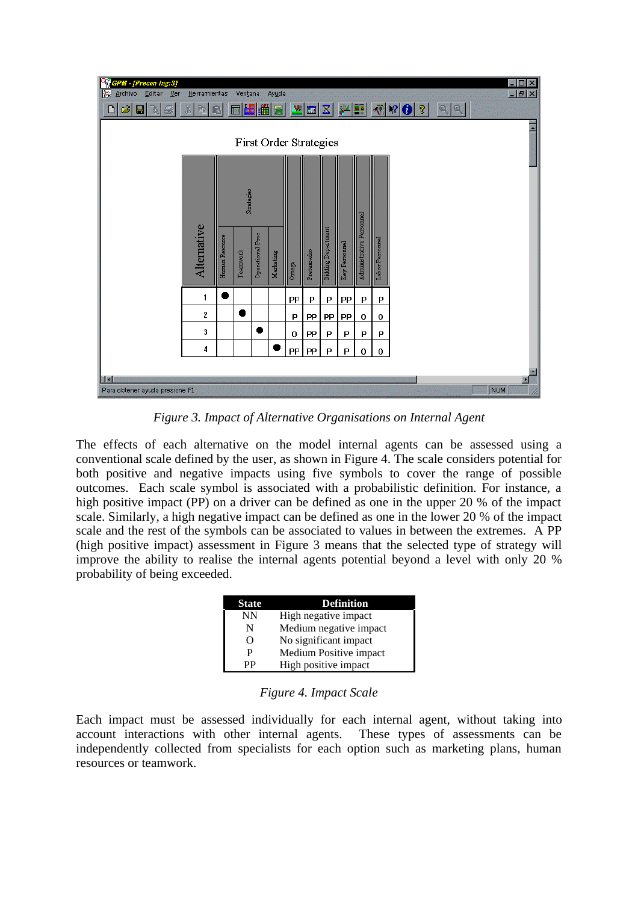First Order Strategies

| Alternative | Human Resource | Teamwork | Operational Proc | Marketing | Omega | Pretendados | Bidding Department | Key Personnel | Administrative Personnel | Labor Personnel |
|---|---|---|---|---|---|---|---|---|---|---|
| 1 | ● | | | | PP | P | P | PP | P | P |
| 2 | | ● | | | P | PP | PP | PP | O | O |
| 3 | | | ● | | O | PP | P | P | P | P |
| 4 | | | | ● | PP | PP | P | P | O | O |

*Figure 3. Impact of Alternative Organisations on Internal Agent*

The effects of each alternative on the model internal agents can be assessed using a conventional scale defined by the user, as shown in Figure 4. The scale considers potential for both positive and negative impacts using five symbols to cover the range of possible outcomes. Each scale symbol is associated with a probabilistic definition. For instance, a high positive impact (PP) on a driver can be defined as one in the upper 20 % of the impact scale. Similarly, a high negative impact can be defined as one in the lower 20 % of the impact scale and the rest of the symbols can be associated to values in between the extremes. A PP (high positive impact) assessment in Figure 3 means that the selected type of strategy will improve the ability to realise the internal agents potential beyond a level with only 20 % probability of being exceeded.

| State | Definition |
|---|---|
| NN | High negative impact |
| N | Medium negative impact |
| O | No significant impact |
| P | Medium Positive impact |
| PP | High positive impact |

*Figure 4. Impact Scale*

Each impact must be assessed individually for each internal agent, without taking into account interactions with other internal agents. These types of assessments can be independently collected from specialists for each option such as marketing plans, human resources or teamwork.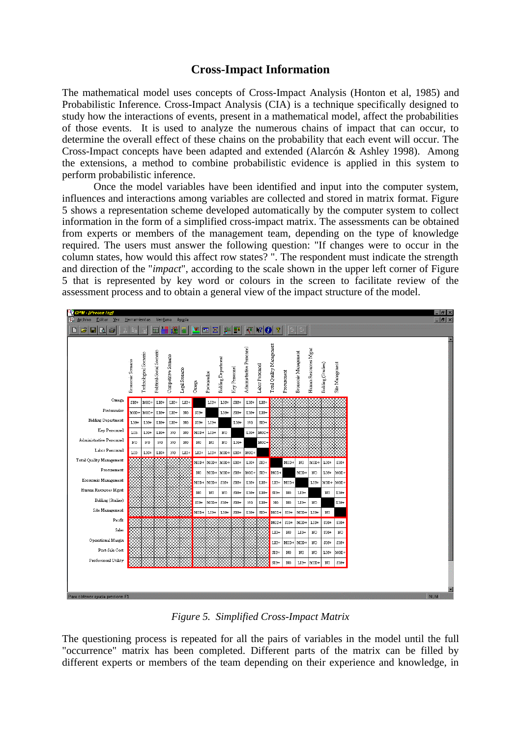## Cross-Impact Information

The mathematical model uses concepts of Cross-Impact Analysis (Honton et al, 1985) and Probabilistic Inference. Cross-Impact Analysis (CIA) is a technique specifically designed to study how the interactions of events, present in a mathematical model, affect the probabilities of those events. It is used to analyze the numerous chains of impact that can occur, to determine the overall effect of these chains on the probability that each event will occur. The Cross-Impact concepts have been adapted and extended (Alarcón & Ashley 1998). Among the extensions, a method to combine probabilistic evidence is applied in this system to perform probabilistic inference.

Once the model variables have been identified and input into the computer system, influences and interactions among variables are collected and stored in matrix format. Figure 5 shows a representation scheme developed automatically by the computer system to collect information in the form of a simplified cross-impact matrix. The assessments can be obtained from experts or members of the management team, depending on the type of knowledge required. The users must answer the following question: "If changes were to occur in the column states, how would this affect row states? ". The respondent must indicate the strength and direction of the "*impact*", according to the scale shown in the upper left corner of Figure 5 that is represented by key word or colours in the screen to facilitate review of the assessment process and to obtain a general view of the impact structure of the model.

*Figure 5. Simplified Cross-Impact Matrix*

The questioning process is repeated for all the pairs of variables in the model until the full "occurrence" matrix has been completed. Different parts of the matrix can be filled by different experts or members of the team depending on their experience and knowledge, in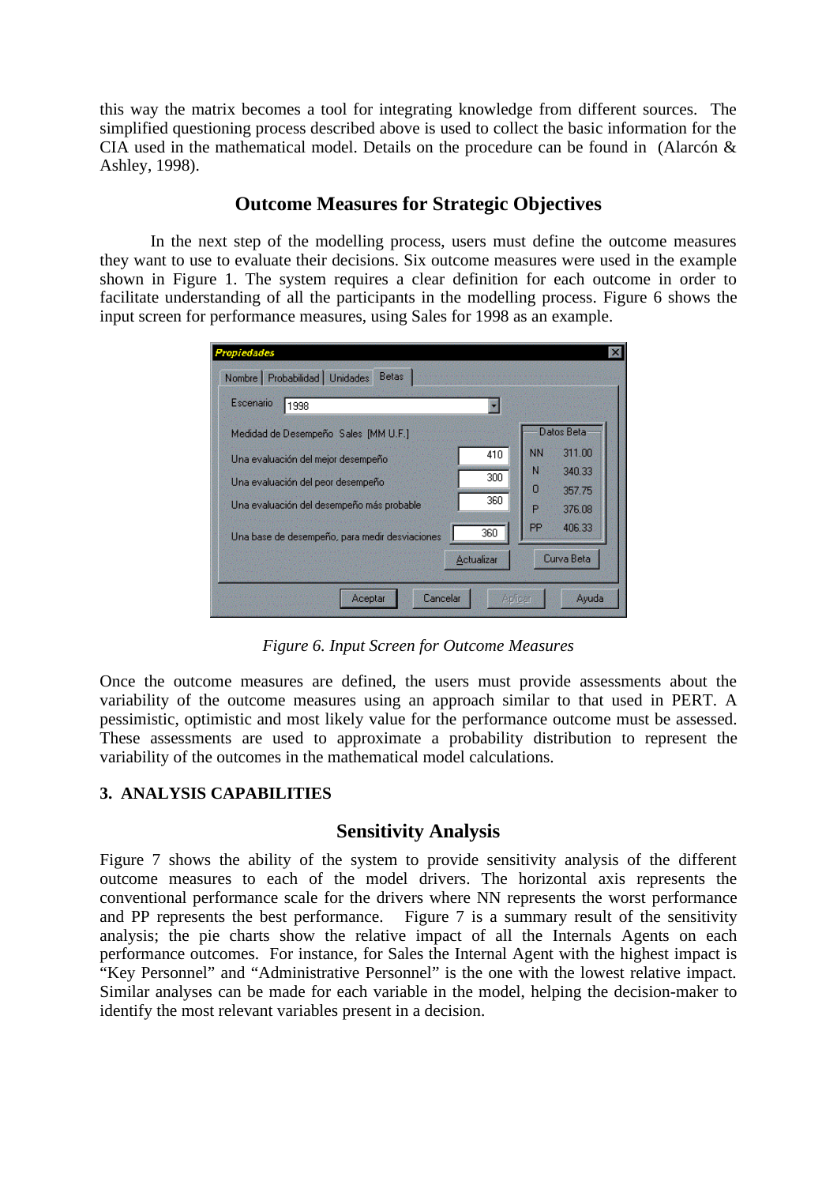this way the matrix becomes a tool for integrating knowledge from different sources. The simplified questioning process described above is used to collect the basic information for the CIA used in the mathematical model. Details on the procedure can be found in (Alarcón & Ashley, 1998).

## Outcome Measures for Strategic Objectives

In the next step of the modelling process, users must define the outcome measures they want to use to evaluate their decisions. Six outcome measures were used in the example shown in Figure 1. The system requires a clear definition for each outcome in order to facilitate understanding of all the participants in the modelling process. Figure 6 shows the input screen for performance measures, using Sales for 1998 as an example.

*Figure 6. Input Screen for Outcome Measures*

Once the outcome measures are defined, the users must provide assessments about the variability of the outcome measures using an approach similar to that used in PERT. A pessimistic, optimistic and most likely value for the performance outcome must be assessed. These assessments are used to approximate a probability distribution to represent the variability of the outcomes in the mathematical model calculations.

### 3. ANALYSIS CAPABILITIES

## Sensitivity Analysis

Figure 7 shows the ability of the system to provide sensitivity analysis of the different outcome measures to each of the model drivers. The horizontal axis represents the conventional performance scale for the drivers where NN represents the worst performance and PP represents the best performance. Figure 7 is a summary result of the sensitivity analysis; the pie charts show the relative impact of all the Internals Agents on each performance outcomes. For instance, for Sales the Internal Agent with the highest impact is “Key Personnel” and “Administrative Personnel” is the one with the lowest relative impact. Similar analyses can be made for each variable in the model, helping the decision-maker to identify the most relevant variables present in a decision.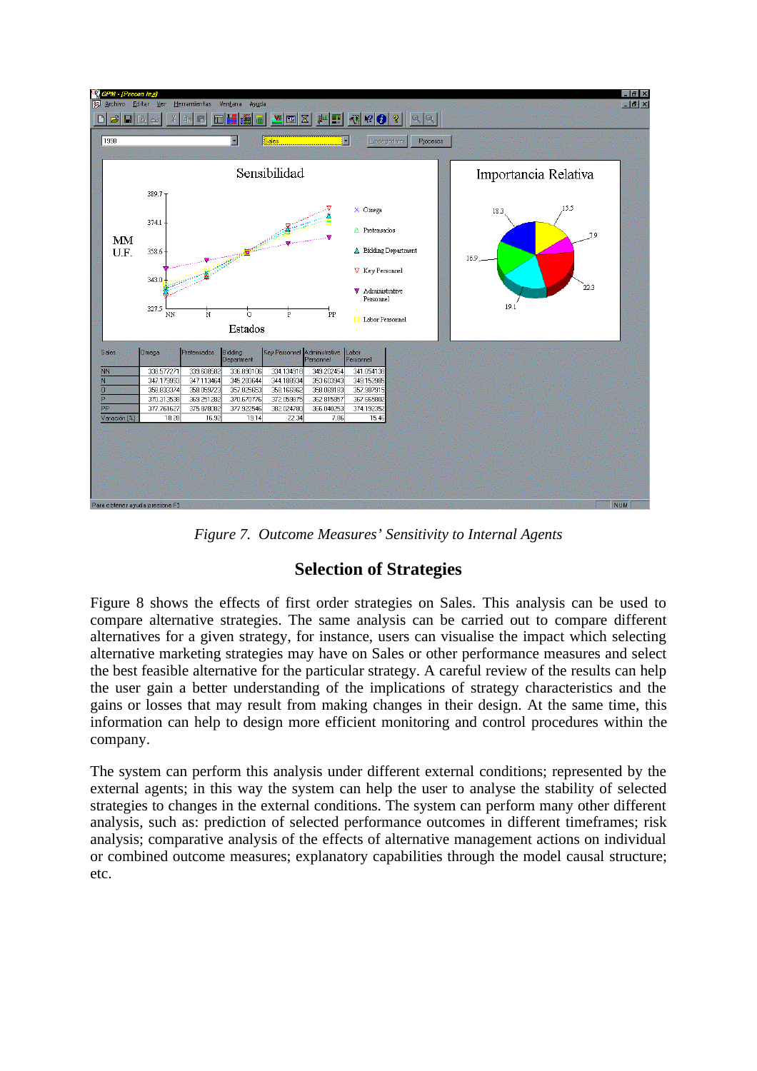*Figure 7. Outcome Measures' Sensitivity to Internal Agents*

## Selection of Strategies

Figure 8 shows the effects of first order strategies on Sales. This analysis can be used to compare alternative strategies. The same analysis can be carried out to compare different alternatives for a given strategy, for instance, users can visualise the impact which selecting alternative marketing strategies may have on Sales or other performance measures and select the best feasible alternative for the particular strategy. A careful review of the results can help the user gain a better understanding of the implications of strategy characteristics and the gains or losses that may result from making changes in their design. At the same time, this information can help to design more efficient monitoring and control procedures within the company.

The system can perform this analysis under different external conditions; represented by the external agents; in this way the system can help the user to analyse the stability of selected strategies to changes in the external conditions. The system can perform many other different analysis, such as: prediction of selected performance outcomes in different timeframes; risk analysis; comparative analysis of the effects of alternative management actions on individual or combined outcome measures; explanatory capabilities through the model causal structure; etc.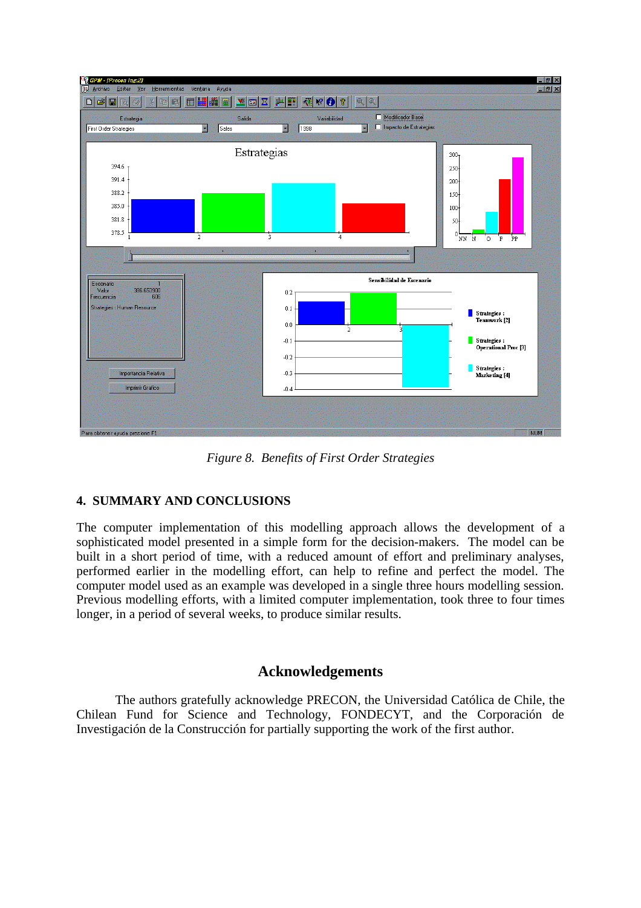*Figure 8. Benefits of First Order Strategies*

## 4. SUMMARY AND CONCLUSIONS

The computer implementation of this modelling approach allows the development of a sophisticated model presented in a simple form for the decision-makers. The model can be built in a short period of time, with a reduced amount of effort and preliminary analyses, performed earlier in the modelling effort, can help to refine and perfect the model. The computer model used as an example was developed in a single three hours modelling session. Previous modelling efforts, with a limited computer implementation, took three to four times longer, in a period of several weeks, to produce similar results.

## Acknowledgements

The authors gratefully acknowledge PRECON, the Universidad Católica de Chile, the Chilean Fund for Science and Technology, FONDECYT, and the Corporación de Investigación de la Construcción for partially supporting the work of the first author.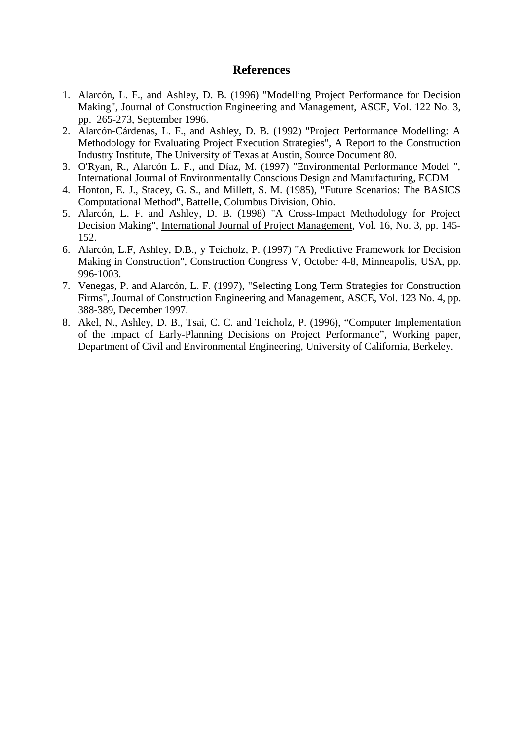## References

1. Alarcón, L. F., and Ashley, D. B. (1996) "Modelling Project Performance for Decision Making", Journal of Construction Engineering and Management, ASCE, Vol. 122 No. 3, pp. 265-273, September 1996.
2. Alarcón-Cárdenas, L. F., and Ashley, D. B. (1992) "Project Performance Modelling: A Methodology for Evaluating Project Execution Strategies", A Report to the Construction Industry Institute, The University of Texas at Austin, Source Document 80.
3. O'Ryan, R., Alarcón L. F., and Díaz, M. (1997) "Environmental Performance Model ", International Journal of Environmentally Conscious Design and Manufacturing, ECDM
4. Honton, E. J., Stacey, G. S., and Millett, S. M. (1985), "Future Scenarios: The BASICS Computational Method", Battelle, Columbus Division, Ohio.
5. Alarcón, L. F. and Ashley, D. B. (1998) "A Cross-Impact Methodology for Project Decision Making", International Journal of Project Management, Vol. 16, No. 3, pp. 145-152.
6. Alarcón, L.F, Ashley, D.B., y Teicholz, P. (1997) "A Predictive Framework for Decision Making in Construction", Construction Congress V, October 4-8, Minneapolis, USA, pp. 996-1003.
7. Venegas, P. and Alarcón, L. F. (1997), "Selecting Long Term Strategies for Construction Firms", Journal of Construction Engineering and Management, ASCE, Vol. 123 No. 4, pp. 388-389, December 1997.
8. Akel, N., Ashley, D. B., Tsai, C. C. and Teicholz, P. (1996), "Computer Implementation of the Impact of Early-Planning Decisions on Project Performance", Working paper, Department of Civil and Environmental Engineering, University of California, Berkeley.